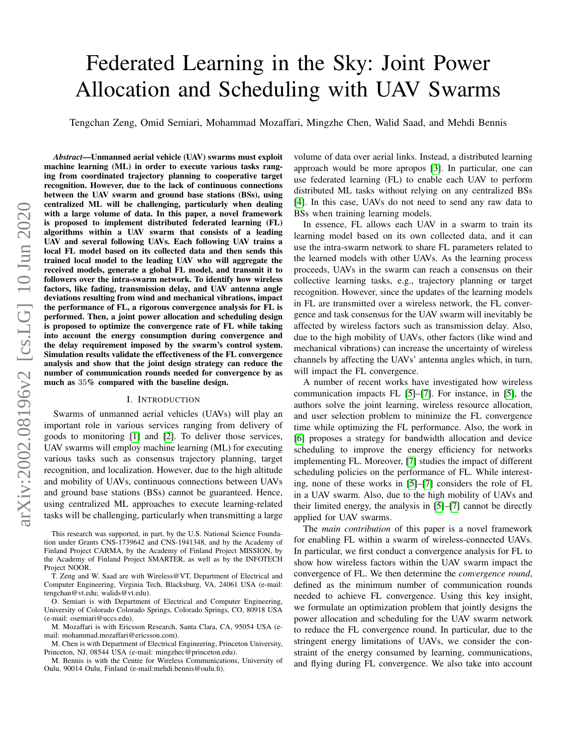# Federated Learning in the Sky: Joint Power Allocation and Scheduling with UAV Swarms

Tengchan Zeng, Omid Semiari, Mohammad Mozaffari, Mingzhe Chen, Walid Saad, and Mehdi Bennis

***Abstract*—Unmanned aerial vehicle (UAV) swarms must exploit machine learning (ML) in order to execute various tasks ranging from coordinated trajectory planning to cooperative target recognition. However, due to the lack of continuous connections between the UAV swarm and ground base stations (BSs), using centralized ML will be challenging, particularly when dealing with a large volume of data. In this paper, a novel framework is proposed to implement distributed federated learning (FL) algorithms within a UAV swarm that consists of a leading UAV and several following UAVs. Each following UAV trains a local FL model based on its collected data and then sends this trained local model to the leading UAV who will aggregate the received models, generate a global FL model, and transmit it to followers over the intra-swarm network. To identify how wireless factors, like fading, transmission delay, and UAV antenna angle deviations resulting from wind and mechanical vibrations, impact the performance of FL, a rigorous convergence analysis for FL is performed. Then, a joint power allocation and scheduling design is proposed to optimize the convergence rate of FL while taking into account the energy consumption during convergence and the delay requirement imposed by the swarm's control system. Simulation results validate the effectiveness of the FL convergence analysis and show that the joint design strategy can reduce the number of communication rounds needed for convergence by as much as 35% compared with the baseline design.**

## I. Introduction

Swarms of unmanned aerial vehicles (UAVs) will play an important role in various services ranging from delivery of goods to monitoring [1] and [2]. To deliver those services, UAV swarms will employ machine learning (ML) for executing various tasks such as consensus trajectory planning, target recognition, and localization. However, due to the high altitude and mobility of UAVs, continuous connections between UAVs and ground base stations (BSs) cannot be guaranteed. Hence, using centralized ML approaches to execute learning-related tasks will be challenging, particularly when transmitting a large volume of data over aerial links. Instead, a distributed learning approach would be more apropos [3]. In particular, one can use federated learning (FL) to enable each UAV to perform distributed ML tasks without relying on any centralized BSs [4]. In this case, UAVs do not need to send any raw data to BSs when training learning models.

In essence, FL allows each UAV in a swarm to train its learning model based on its own collected data, and it can use the intra-swarm network to share FL parameters related to the learned models with other UAVs. As the learning process proceeds, UAVs in the swarm can reach a consensus on their collective learning tasks, e.g., trajectory planning or target recognition. However, since the updates of the learning models in FL are transmitted over a wireless network, the FL convergence and task consensus for the UAV swarm will inevitably be affected by wireless factors such as transmission delay. Also, due to the high mobility of UAVs, other factors (like wind and mechanical vibrations) can increase the uncertainty of wireless channels by affecting the UAVs' antenna angles which, in turn, will impact the FL convergence.

A number of recent works have investigated how wireless communication impacts FL [5]–[7]. For instance, in [5], the authors solve the joint learning, wireless resource allocation, and user selection problem to minimize the FL convergence time while optimizing the FL performance. Also, the work in [6] proposes a strategy for bandwidth allocation and device scheduling to improve the energy efficiency for networks implementing FL. Moreover, [7] studies the impact of different scheduling policies on the performance of FL. While interesting, none of these works in [5]–[7] considers the role of FL in a UAV swarm. Also, due to the high mobility of UAVs and their limited energy, the analysis in [5]–[7] cannot be directly applied for UAV swarms.

The *main contribution* of this paper is a novel framework for enabling FL within a swarm of wireless-connected UAVs. In particular, we first conduct a convergence analysis for FL to show how wireless factors within the UAV swarm impact the convergence of FL. We then determine the *convergence round*, defined as the minimum number of communication rounds needed to achieve FL convergence. Using this key insight, we formulate an optimization problem that jointly designs the power allocation and scheduling for the UAV swarm network to reduce the FL convergence round. In particular, due to the stringent energy limitations of UAVs, we consider the constraint of the energy consumed by learning, communications, and flying during FL convergence. We also take into account

This research was supported, in part, by the U.S. National Science Foundation under Grants CNS-1739642 and CNS-1941348, and by the Academy of Finland Project CARMA, by the Academy of Finland Project MISSION, by the Academy of Finland Project SMARTER, as well as by the INFOTECH Project NOOR.

T. Zeng and W. Saad are with Wireless@VT, Department of Electrical and Computer Engineering, Virginia Tech, Blacksburg, VA, 24061 USA (e-mail: tengchan@vt.edu; walids@vt.edu).

O. Semiari is with Department of Electrical and Computer Engineering, University of Colorado Colorado Springs, Colorado Springs, CO, 80918 USA (e-mail: osemiari@uccs.edu).

M. Mozaffari is with Ericsson Research, Santa Clara, CA, 95054 USA (e-mail: mohammad.mozaffari@ericsson.com).

M. Chen is with Department of Electrical Engineering, Princeton University, Princeton, NJ, 08544 USA (e-mail: mingzhec@princeton.edu).

M. Bennis is with the Centre for Wireless Communications, University of Oulu, 90014 Oulu, Finland (e-mail:mehdi.bennis@oulu.fi).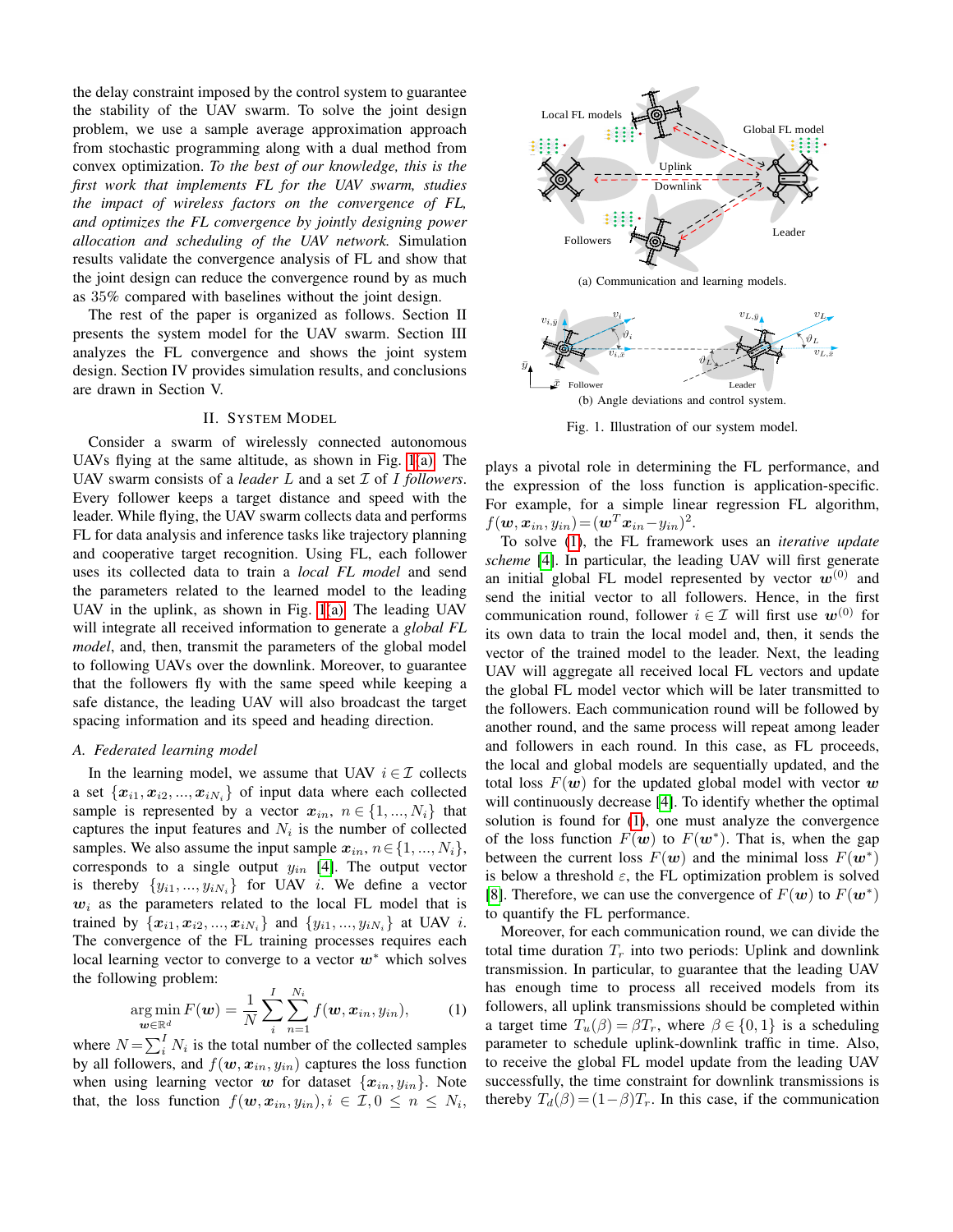the delay constraint imposed by the control system to guarantee the stability of the UAV swarm. To solve the joint design problem, we use a sample average approximation approach from stochastic programming along with a dual method from convex optimization. *To the best of our knowledge, this is the first work that implements FL for the UAV swarm, studies the impact of wireless factors on the convergence of FL, and optimizes the FL convergence by jointly designing power allocation and scheduling of the UAV network.* Simulation results validate the convergence analysis of FL and show that the joint design can reduce the convergence round by as much as 35% compared with baselines without the joint design.

The rest of the paper is organized as follows. Section II presents the system model for the UAV swarm. Section III analyzes the FL convergence and shows the joint system design. Section IV provides simulation results, and conclusions are drawn in Section V.

## II. System Model

Consider a swarm of wirelessly connected autonomous UAVs flying at the same altitude, as shown in Fig. 1(a). The UAV swarm consists of a *leader* $L$ and a set $\mathcal{I}$ of $I$ *followers*. Every follower keeps a target distance and speed with the leader. While flying, the UAV swarm collects data and performs FL for data analysis and inference tasks like trajectory planning and cooperative target recognition. Using FL, each follower uses its collected data to train a *local FL model* and send the parameters related to the learned model to the leading UAV in the uplink, as shown in Fig. 1(a). The leading UAV will integrate all received information to generate a *global FL model*, and, then, transmit the parameters of the global model to following UAVs over the downlink. Moreover, to guarantee that the followers fly with the same speed while keeping a safe distance, the leading UAV will also broadcast the target spacing information and its speed and heading direction.

Fig. 1. Illustration of our system model. (a) Communication and learning models. (b) Angle deviations and control system.

### A. Federated learning model

In the learning model, we assume that UAV $i \in \mathcal{I}$ collects a set $\{\boldsymbol{x}_{i1}, \boldsymbol{x}_{i2}, ..., \boldsymbol{x}_{iN_i}\}$ of input data where each collected sample is represented by a vector $\boldsymbol{x}_{in}$, $n \in \{1, ..., N_i\}$ that captures the input features and $N_i$ is the number of collected samples. We also assume the input sample $\boldsymbol{x}_{in}, n \in \{1, ..., N_i\}$, corresponds to a single output $y_{in}$ [4]. The output vector is thereby $\{y_{i1}, ..., y_{iN_i}\}$ for UAV $i$. We define a vector $\boldsymbol{w}_i$ as the parameters related to the local FL model that is trained by $\{\boldsymbol{x}_{i1}, \boldsymbol{x}_{i2}, ..., \boldsymbol{x}_{iN_i}\}$ and $\{y_{i1}, ..., y_{iN_i}\}$ at UAV $i$. The convergence of the FL training processes requires each local learning vector to converge to a vector $\boldsymbol{w}^*$ which solves the following problem:

$$\underset{\boldsymbol{w} \in \mathbb{R}^d}{\arg\min}\, F(\boldsymbol{w}) = \frac{1}{N} \sum_{i}^{I} \sum_{n=1}^{N_i} f(\boldsymbol{w}, \boldsymbol{x}_{in}, y_{in}), \tag{1}$$

where $N = \sum_i^I N_i$ is the total number of the collected samples by all followers, and $f(\boldsymbol{w}, \boldsymbol{x}_{in}, y_{in})$ captures the loss function when using learning vector $\boldsymbol{w}$ for dataset $\{\boldsymbol{x}_{in}, y_{in}\}$. Note that, the loss function $f(\boldsymbol{w}, \boldsymbol{x}_{in}, y_{in}), i \in \mathcal{I}, 0 \leq n \leq N_i$, plays a pivotal role in determining the FL performance, and the expression of the loss function is application-specific. For example, for a simple linear regression FL algorithm, $f(\boldsymbol{w}, \boldsymbol{x}_{in}, y_{in}) = (\boldsymbol{w}^T \boldsymbol{x}_{in} - y_{in})^2$.

To solve (1), the FL framework uses an *iterative update scheme* [4]. In particular, the leading UAV will first generate an initial global FL model represented by vector $\boldsymbol{w}^{(0)}$ and send the initial vector to all followers. Hence, in the first communication round, follower $i \in \mathcal{I}$ will first use $\boldsymbol{w}^{(0)}$ for its own data to train the local model and, then, it sends the vector of the trained model to the leader. Next, the leading UAV will aggregate all received local FL vectors and update the global FL model vector which will be later transmitted to the followers. Each communication round will be followed by another round, and the same process will repeat among leader and followers in each round. In this case, as FL proceeds, the local and global models are sequentially updated, and the total loss $F(\boldsymbol{w})$ for the updated global model with vector $\boldsymbol{w}$ will continuously decrease [4]. To identify whether the optimal solution is found for (1), one must analyze the convergence of the loss function $F(\boldsymbol{w})$ to $F(\boldsymbol{w}^*)$. That is, when the gap between the current loss $F(\boldsymbol{w})$ and the minimal loss $F(\boldsymbol{w}^*)$ is below a threshold $\varepsilon$, the FL optimization problem is solved [8]. Therefore, we can use the convergence of $F(\boldsymbol{w})$ to $F(\boldsymbol{w}^*)$ to quantify the FL performance.

Moreover, for each communication round, we can divide the total time duration $T_r$ into two periods: Uplink and downlink transmission. In particular, to guarantee that the leading UAV has enough time to process all received models from its followers, all uplink transmissions should be completed within a target time $T_u(\beta) = \beta T_r$, where $\beta \in \{0, 1\}$ is a scheduling parameter to schedule uplink-downlink traffic in time. Also, to receive the global FL model update from the leading UAV successfully, the time constraint for downlink transmissions is thereby $T_d(\beta) = (1-\beta) T_r$. In this case, if the communication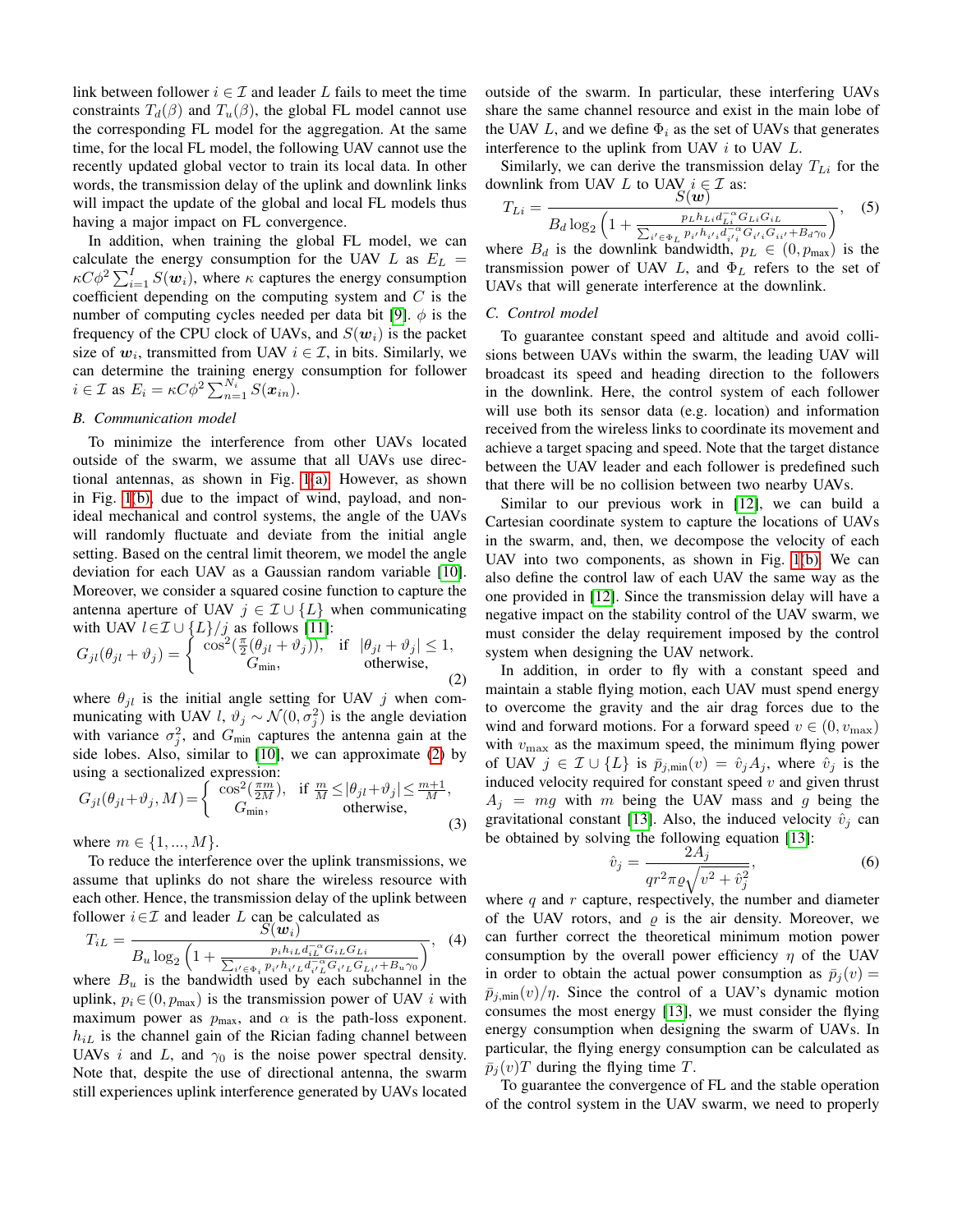link between follower $i \in \mathcal{I}$ and leader $L$ fails to meet the time constraints $T_d(\beta)$ and $T_u(\beta)$, the global FL model cannot use the corresponding FL model for the aggregation. At the same time, for the local FL model, the following UAV cannot use the recently updated global vector to train its local data. In other words, the transmission delay of the uplink and downlink links will impact the update of the global and local FL models thus having a major impact on FL convergence.

In addition, when training the global FL model, we can calculate the energy consumption for the UAV $L$ as $E_L = \kappa C \phi^2 \sum_{i=1}^{I} S(\boldsymbol{w}_i)$, where $\kappa$ captures the energy consumption coefficient depending on the computing system and $C$ is the number of computing cycles needed per data bit [9]. $\phi$ is the frequency of the CPU clock of UAVs, and $S(\boldsymbol{w}_i)$ is the packet size of $\boldsymbol{w}_i$, transmitted from UAV $i \in \mathcal{I}$, in bits. Similarly, we can determine the training energy consumption for follower $i \in \mathcal{I}$ as $E_i = \kappa C \phi^2 \sum_{n=1}^{N_i} S(\boldsymbol{x}_{in})$.

### B. Communication model

To minimize the interference from other UAVs located outside of the swarm, we assume that all UAVs use directional antennas, as shown in Fig. 1(a). However, as shown in Fig. 1(b), due to the impact of wind, payload, and non-ideal mechanical and control systems, the angle of the UAVs will randomly fluctuate and deviate from the initial angle setting. Based on the central limit theorem, we model the angle deviation for each UAV as a Gaussian random variable [10]. Moreover, we consider a squared cosine function to capture the antenna aperture of UAV $j \in \mathcal{I} \cup \{L\}$ when communicating with UAV $l \in \mathcal{I} \cup \{L\}/j$ as follows [11]:

$$G_{jl}(\theta_{jl} + \vartheta_j) = \begin{cases} \cos^2(\frac{\pi}{2}(\theta_{jl} + \vartheta_j)), & \text{if } |\theta_{jl} + \vartheta_j| \leq 1, \\ G_{\min}, & \text{otherwise,} \end{cases} \tag{2}$$

where $\theta_{jl}$ is the initial angle setting for UAV $j$ when communicating with UAV $l$, $\vartheta_j \sim \mathcal{N}(0, \sigma_j^2)$ is the angle deviation with variance $\sigma_j^2$, and $G_{\min}$ captures the antenna gain at the side lobes. Also, similar to [10], we can approximate (2) by using a sectionalized expression:

$$G_{jl}(\theta_{jl} + \vartheta_j, M) = \begin{cases} \cos^2(\frac{\pi m}{2M}), & \text{if } \frac{m}{M} \leq |\theta_{jl} + \vartheta_j| \leq \frac{m+1}{M}, \\ G_{\min}, & \text{otherwise,} \end{cases} \tag{3}$$

where $m \in \{1, ..., M\}$.

To reduce the interference over the uplink transmissions, we assume that uplinks do not share the wireless resource with each other. Hence, the transmission delay of the uplink between follower $i \in \mathcal{I}$ and leader $L$ can be calculated as

$$T_{iL} = \frac{S(\boldsymbol{w}_i)}{B_u \log_2 \left(1 + \frac{p_i h_{iL} d_{iL}^{-\alpha} G_{iL} G_{Li}}{\sum_{i' \in \Phi_i} p_{i'} h_{i'L} d_{i'L}^{-\alpha} G_{i'L} G_{Li'} + B_u \gamma_0}\right)}, \tag{4}$$

where $B_u$ is the bandwidth used by each subchannel in the uplink, $p_i \in (0, p_{\max})$ is the transmission power of UAV $i$ with maximum power as $p_{\max}$, and $\alpha$ is the path-loss exponent. $h_{iL}$ is the channel gain of the Rician fading channel between UAVs $i$ and $L$, and $\gamma_0$ is the noise power spectral density. Note that, despite the use of directional antenna, the swarm still experiences uplink interference generated by UAVs located outside of the swarm. In particular, these interfering UAVs share the same channel resource and exist in the main lobe of the UAV $L$, and we define $\Phi_i$ as the set of UAVs that generates interference to the uplink from UAV $i$ to UAV $L$.

Similarly, we can derive the transmission delay $T_{Li}$ for the downlink from UAV $L$ to UAV $i \in \mathcal{I}$ as:

$$T_{Li} = \frac{S(\boldsymbol{w})}{B_d \log_2 \left(1 + \frac{p_L h_{Li} d_{Li}^{-\alpha} G_{Li} G_{iL}}{\sum_{i' \in \Phi_L} p_{i'} h_{i'i} d_{i'i}^{-\alpha} G_{i'i} G_{ii'} + B_d \gamma_0}\right)}, \tag{5}$$

where $B_d$ is the downlink bandwidth, $p_L \in (0, p_{\max})$ is the transmission power of UAV $L$, and $\Phi_L$ refers to the set of UAVs that will generate interference at the downlink.

### C. Control model

To guarantee constant speed and altitude and avoid collisions between UAVs within the swarm, the leading UAV will broadcast its speed and heading direction to the followers in the downlink. Here, the control system of each follower will use both its sensor data (e.g. location) and information received from the wireless links to coordinate its movement and achieve a target spacing and speed. Note that the target distance between the UAV leader and each follower is predefined such that there will be no collision between two nearby UAVs.

Similar to our previous work in [12], we can build a Cartesian coordinate system to capture the locations of UAVs in the swarm, and, then, we decompose the velocity of each UAV into two components, as shown in Fig. 1(b). We can also define the control law of each UAV the same way as the one provided in [12]. Since the transmission delay will have a negative impact on the stability control of the UAV swarm, we must consider the delay requirement imposed by the control system when designing the UAV network.

In addition, in order to fly with a constant speed and maintain a stable flying motion, each UAV must spend energy to overcome the gravity and the air drag forces due to the wind and forward motions. For a forward speed $v \in (0, v_{\max})$ with $v_{\max}$ as the maximum speed, the minimum flying power of UAV $j \in \mathcal{I} \cup \{L\}$ is $\bar{p}_{j,\min}(v) = \hat{v}_j A_j$, where $\hat{v}_j$ is the induced velocity required for constant speed $v$ and given thrust $A_j = mg$ with $m$ being the UAV mass and $g$ being the gravitational constant [13]. Also, the induced velocity $\hat{v}_j$ can be obtained by solving the following equation [13]:

$$\hat{v}_j = \frac{2A_j}{qr^2\pi\varrho\sqrt{v^2 + \hat{v}_j^2}}, \tag{6}$$

where $q$ and $r$ capture, respectively, the number and diameter of the UAV rotors, and $\varrho$ is the air density. Moreover, we can further correct the theoretical minimum motion power consumption by the overall power efficiency $\eta$ of the UAV in order to obtain the actual power consumption as $\bar{p}_j(v) = \bar{p}_{j,\min}(v)/\eta$. Since the control of a UAV's dynamic motion consumes the most energy [13], we must consider the flying energy consumption when designing the swarm of UAVs. In particular, the flying energy consumption can be calculated as $\bar{p}_j(v)T$ during the flying time $T$.

To guarantee the convergence of FL and the stable operation of the control system in the UAV swarm, we need to properly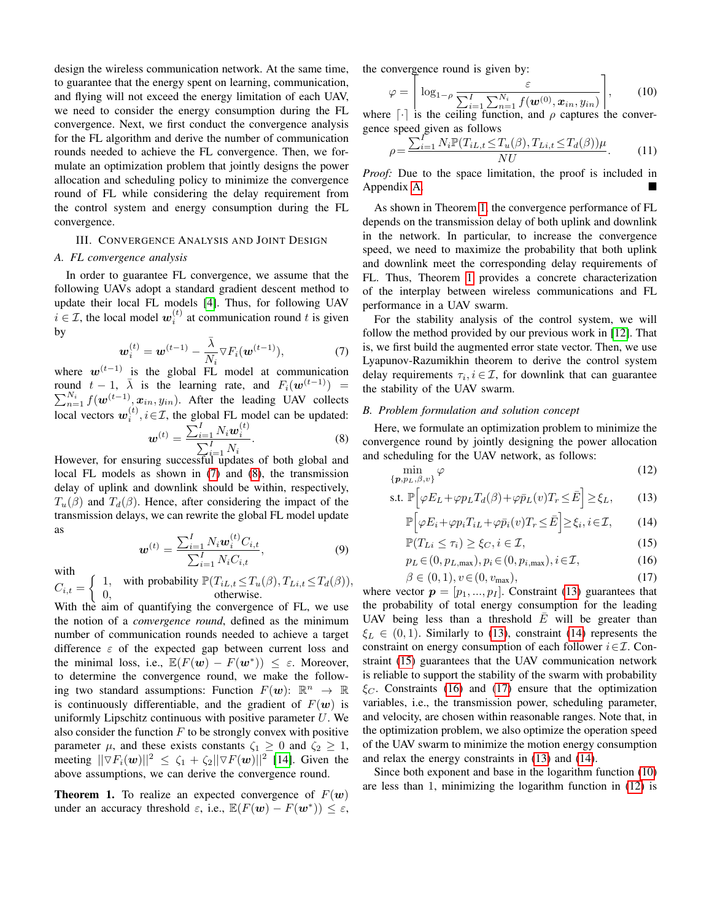design the wireless communication network. At the same time, to guarantee that the energy spent on learning, communication, and flying will not exceed the energy limitation of each UAV, we need to consider the energy consumption during the FL convergence. Next, we first conduct the convergence analysis for the FL algorithm and derive the number of communication rounds needed to achieve the FL convergence. Then, we formulate an optimization problem that jointly designs the power allocation and scheduling policy to minimize the convergence round of FL while considering the delay requirement from the control system and energy consumption during the FL convergence.

## III. Convergence Analysis and Joint Design

### A. FL convergence analysis

In order to guarantee FL convergence, we assume that the following UAVs adopt a standard gradient descent method to update their local FL models [4]. Thus, for following UAV $i \in \mathcal{I}$, the local model $\boldsymbol{w}_i^{(t)}$ at communication round $t$ is given by

$$\boldsymbol{w}_i^{(t)} = \boldsymbol{w}^{(t-1)} - \frac{\bar{\lambda}}{N_i} \nabla F_i(\boldsymbol{w}^{(t-1)}), \tag{7}$$

where $\boldsymbol{w}^{(t-1)}$ is the global FL model at communication round $t-1$, $\bar{\lambda}$ is the learning rate, and $F_i(\boldsymbol{w}^{(t-1)}) = \sum_{n=1}^{N_i} f(\boldsymbol{w}^{(t-1)}, \boldsymbol{x}_{in}, y_{in})$. After the leading UAV collects local vectors $\boldsymbol{w}_i^{(t)}, i \in \mathcal{I}$, the global FL model can be updated:

$$\boldsymbol{w}^{(t)} = \frac{\sum_{i=1}^{I} N_i \boldsymbol{w}_i^{(t)}}{\sum_{i=1}^{I} N_i}. \tag{8}$$

However, for ensuring successful updates of both global and local FL models as shown in (7) and (8), the transmission delay of uplink and downlink should be within, respectively, $T_u(\beta)$ and $T_d(\beta)$. Hence, after considering the impact of the transmission delays, we can rewrite the global FL model update as

$$\boldsymbol{w}^{(t)} = \frac{\sum_{i=1}^{I} N_i \boldsymbol{w}_i^{(t)} C_{i,t}}{\sum_{i=1}^{I} N_i C_{i,t}}, \tag{9}$$

with

$$C_{i,t} = \begin{cases} 1, & \text{with probability } \mathbb{P}(T_{iL,t} \leq T_u(\beta), T_{Li,t} \leq T_d(\beta)), \\ 0, & \text{otherwise.} \end{cases}$$

With the aim of quantifying the convergence of FL, we use the notion of a *convergence round*, defined as the minimum number of communication rounds needed to achieve a target difference $\varepsilon$ of the expected gap between current loss and the minimal loss, i.e., $\mathbb{E}(F(\boldsymbol{w}) - F(\boldsymbol{w}^*)) \leq \varepsilon$. Moreover, to determine the convergence round, we make the following two standard assumptions: Function $F(\boldsymbol{w})$: $\mathbb{R}^n \to \mathbb{R}$ is continuously differentiable, and the gradient of $F(\boldsymbol{w})$ is uniformly Lipschitz continuous with positive parameter $U$. We also consider the function $F$ to be strongly convex with positive parameter $\mu$, and these exists constants $\zeta_1 \geq 0$ and $\zeta_2 \geq 1$, meeting $||\nabla F_i(\boldsymbol{w})||^2 \leq \zeta_1 + \zeta_2 ||\nabla F(\boldsymbol{w})||^2$ [14]. Given the above assumptions, we can derive the convergence round.

**Theorem 1.** *To realize an expected convergence of $F(\boldsymbol{w})$ under an accuracy threshold $\varepsilon$, i.e., $\mathbb{E}(F(\boldsymbol{w}) - F(\boldsymbol{w}^*)) \leq \varepsilon$, the convergence round is given by:*

$$\varphi = \left\lceil \log_{1-\rho} \frac{\varepsilon}{\sum_{i=1}^{I} \sum_{n=1}^{N_i} f(\boldsymbol{w}^{(0)}, \boldsymbol{x}_{in}, y_{in})} \right\rceil, \tag{10}$$

*where $\lceil \cdot \rceil$ is the ceiling function, and $\rho$ captures the convergence speed given as follows*

$$\rho = \frac{\sum_{i=1}^{I} N_i \mathbb{P}(T_{iL,t} \leq T_u(\beta), T_{Li,t} \leq T_d(\beta)) \mu}{NU}. \tag{11}$$

*Proof:* Due to the space limitation, the proof is included in Appendix A. ■

As shown in Theorem 1, the convergence performance of FL depends on the transmission delay of both uplink and downlink in the network. In particular, to increase the convergence speed, we need to maximize the probability that both uplink and downlink meet the corresponding delay requirements of FL. Thus, Theorem 1 provides a concrete characterization of the interplay between wireless communications and FL performance in a UAV swarm.

For the stability analysis of the control system, we will follow the method provided by our previous work in [12]. That is, we first build the augmented error state vector. Then, we use Lyapunov-Razumikhin theorem to derive the control system delay requirements $\tau_i, i \in \mathcal{I}$, for downlink that can guarantee the stability of the UAV swarm.

### B. Problem formulation and solution concept

Here, we formulate an optimization problem to minimize the convergence round by jointly designing the power allocation and scheduling for the UAV network, as follows:

$$\min_{\{\boldsymbol{p}, p_L, \beta, v\}} \varphi \tag{12}$$

$$\text{s.t. } \mathbb{P}\Big[\varphi E_L + \varphi p_L T_d(\beta) + \varphi \bar{p}_L(v) T_r \leq \bar{E}\Big] \geq \xi_L, \tag{13}$$

$$\mathbb{P}\Big[\varphi E_i + \varphi p_i T_{iL} + \varphi \bar{p}_i(v) T_r \leq \bar{E}\Big] \geq \xi_i, i \in \mathcal{I}, \tag{14}$$

$$\mathbb{P}(T_{Li} \leq \tau_i) \geq \xi_C, i \in \mathcal{I}, \tag{15}$$

$$p_L \in (0, p_{L,\max}), p_i \in (0, p_{i,\max}), i \in \mathcal{I}, \tag{16}$$

$$\beta \in (0,1), v \in (0, v_{\max}), \tag{17}$$

where vector $\boldsymbol{p} = [p_1, ..., p_I]$. Constraint (13) guarantees that the probability of total energy consumption for the leading UAV being less than a threshold $\bar{E}$ will be greater than $\xi_L \in (0,1)$. Similarly to (13), constraint (14) represents the constraint on energy consumption of each follower $i \in \mathcal{I}$. Constraint (15) guarantees that the UAV communication network is reliable to support the stability of the swarm with probability $\xi_C$. Constraints (16) and (17) ensure that the optimization variables, i.e., the transmission power, scheduling parameter, and velocity, are chosen within reasonable ranges. Note that, in the optimization problem, we also optimize the operation speed of the UAV swarm to minimize the motion energy consumption and relax the energy constraints in (13) and (14).

Since both exponent and base in the logarithm function (10) are less than 1, minimizing the logarithm function in (12) is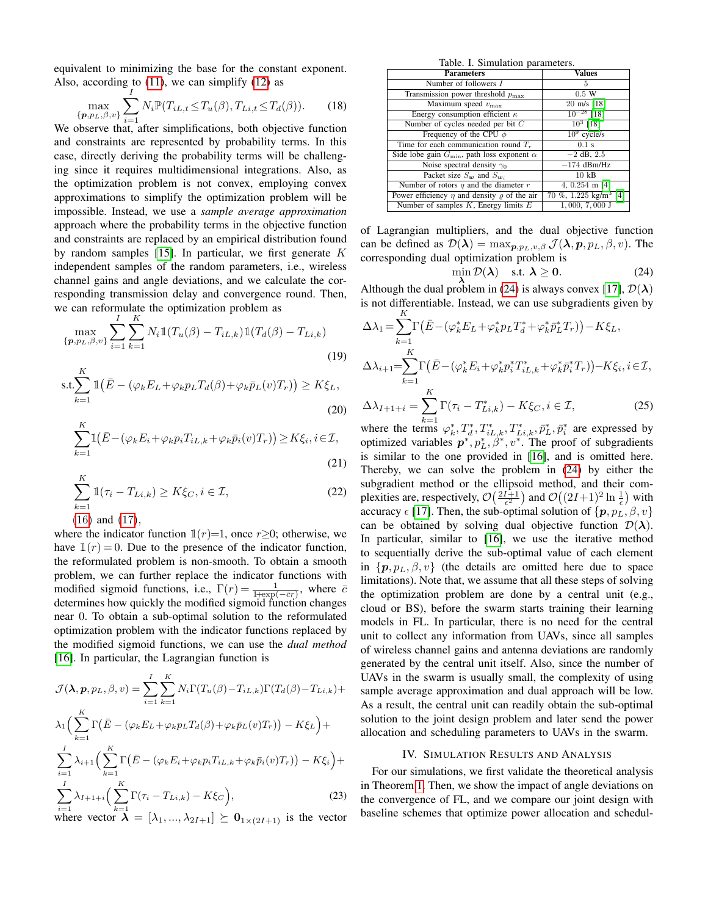equivalent to minimizing the base for the constant exponent. Also, according to (11), we can simplify (12) as

$$\max_{\{\boldsymbol{p},p_L,\beta,v\}} \sum_{i=1}^{I} N_i \mathbb{P}(T_{iL,t} \le T_u(\beta), T_{Li,t} \le T_d(\beta)). \tag{18}$$

We observe that, after simplifications, both objective function and constraints are represented by probability terms. In this case, directly deriving the probability terms will be challenging since it requires multidimensional integrations. Also, as the optimization problem is not convex, employing convex approximations to simplify the optimization problem will be impossible. Instead, we use a *sample average approximation* approach where the probability terms in the objective function and constraints are replaced by an empirical distribution found by random samples [15]. In particular, we first generate $K$ independent samples of the random parameters, i.e., wireless channel gains and angle deviations, and we calculate the corresponding transmission delay and convergence round. Then, we can reformulate the optimization problem as

$$\max_{\{\boldsymbol{p},p_L,\beta,v\}} \sum_{i=1}^{I}\sum_{k=1}^{K} N_i \mathbb{1}(T_u(\beta) - T_{iL,k})\mathbb{1}(T_d(\beta) - T_{Li,k}) \tag{19}$$

$$\text{s.t.} \sum_{k=1}^{K} \mathbb{1}\big(\bar{E} - (\varphi_k E_L + \varphi_k p_L T_d(\beta) + \varphi_k \bar{p}_L(v) T_r)\big) \ge K\xi_L, \tag{20}$$

$$\sum_{k=1}^{K} \mathbb{1}\big(\bar{E} - (\varphi_k E_i + \varphi_k p_i T_{iL,k} + \varphi_k \bar{p}_i(v) T_r)\big) \ge K\xi_i, i \in \mathcal{I}, \tag{21}$$

$$\sum_{k=1}^{K} \mathbb{1}(\tau_i - T_{Li,k}) \ge K\xi_C, i \in \mathcal{I}, \tag{22}$$

(16) and (17),

where the indicator function $\mathbb{1}(r)=1$, once $r \ge 0$; otherwise, we have $\mathbb{1}(r)=0$. Due to the presence of the indicator function, the reformulated problem is non-smooth. To obtain a smooth problem, we can further replace the indicator functions with modified sigmoid functions, i.e., $\Gamma(r) = \frac{1}{1+\exp(-\bar{c}r)}$, where $\bar{c}$ determines how quickly the modified sigmoid function changes near 0. To obtain a sub-optimal solution to the reformulated optimization problem with the indicator functions replaced by the modified sigmoid functions, we can use the *dual method* [16]. In particular, the Lagrangian function is

$$\begin{aligned}
\mathcal{J}(\boldsymbol{\lambda}, \boldsymbol{p}, p_L, \beta, v) = &\sum_{i=1}^{I}\sum_{k=1}^{K} N_i \Gamma(T_u(\beta) - T_{iL,k})\Gamma(T_d(\beta) - T_{Li,k}) + \\
&\lambda_1\Big(\sum_{k=1}^{K} \Gamma\big(\bar{E} - (\varphi_k E_L + \varphi_k p_L T_d(\beta) + \varphi_k \bar{p}_L(v) T_r)\big) - K\xi_L\Big) + \\
&\sum_{i=1}^{I} \lambda_{i+1}\Big(\sum_{k=1}^{K} \Gamma\big(\bar{E} - (\varphi_k E_i + \varphi_k p_i T_{iL,k} + \varphi_k \bar{p}_i(v) T_r)\big) - K\xi_i\Big) + \\
&\sum_{i=1}^{I} \lambda_{I+1+i}\Big(\sum_{k=1}^{K} \Gamma(\tau_i - T_{Li,k}) - K\xi_C\Big),
\end{aligned} \tag{23}$$

where vector $\boldsymbol{\lambda} = [\lambda_1, ..., \lambda_{2I+1}] \succeq \boldsymbol{0}_{1\times(2I+1)}$ is the vector of Lagrangian multipliers, and the dual objective function can be defined as $\mathcal{D}(\boldsymbol{\lambda}) = \max_{\boldsymbol{p},p_L,v,\beta} \mathcal{J}(\boldsymbol{\lambda}, \boldsymbol{p}, p_L, \beta, v)$. The corresponding dual optimization problem is

$$\min_{\boldsymbol{\lambda}} \mathcal{D}(\boldsymbol{\lambda}) \quad \text{s.t. } \boldsymbol{\lambda} \ge \boldsymbol{0}. \tag{24}$$

Although the dual problem in (24) is always convex [17], $\mathcal{D}(\boldsymbol{\lambda})$ is not differentiable. Instead, we can use subgradients given by

$$\begin{aligned}
\Delta\lambda_1 &= \sum_{k=1}^{K} \Gamma\big(\bar{E} - (\varphi_k^* E_L + \varphi_k^* p_L T_d^* + \varphi_k^* \bar{p}_L^* T_r)\big) - K\xi_L, \\
\Delta\lambda_{i+1} &= \sum_{k=1}^{K} \Gamma\big(\bar{E} - (\varphi_k^* E_i + \varphi_k^* p_i^* T_{iL,k}^* + \varphi_k^* \bar{p}_i^* T_r)\big) - K\xi_i, i \in \mathcal{I}, \\
\Delta\lambda_{I+1+i} &= \sum_{k=1}^{K} \Gamma(\tau_i - T_{Li,k}^*) - K\xi_C, i \in \mathcal{I},
\end{aligned} \tag{25}$$

where the terms $\varphi_k^*, T_d^*, T_{iL,k}^*, T_{Li,k}^*, \bar{p}_L^*, \bar{p}_i^*$ are expressed by optimized variables $\boldsymbol{p}^*, p_L^*, \beta^*, v^*$. The proof of subgradients is similar to the one provided in [16], and is omitted here. Thereby, we can solve the problem in (24) by either the subgradient method or the ellipsoid method, and their complexities are, respectively, $\mathcal{O}\big(\frac{2I+1}{\epsilon^2}\big)$ and $\mathcal{O}\big((2I+1)^2 \ln\frac{1}{\epsilon}\big)$ with accuracy $\epsilon$ [17]. Then, the sub-optimal solution of $\{\boldsymbol{p}, p_L, \beta, v\}$ can be obtained by solving dual objective function $\mathcal{D}(\boldsymbol{\lambda})$. In particular, similar to [16], we use the iterative method to sequentially derive the sub-optimal value of each element in $\{\boldsymbol{p}, p_L, \beta, v\}$ (the details are omitted here due to space limitations). Note that, we assume that all these steps of solving the optimization problem are done by a central unit (e.g., cloud or BS), before the swarm starts training their learning models in FL. In particular, there is no need for the central unit to collect any information from UAVs, since all samples of wireless channel gains and antenna deviations are randomly generated by the central unit itself. Also, since the number of UAVs in the swarm is usually small, the complexity of using sample average approximation and dual approach will be low. As a result, the central unit can readily obtain the sub-optimal solution to the joint design problem and later send the power allocation and scheduling parameters to UAVs in the swarm.

Table. I. Simulation parameters.

| Parameters | Values |
|---|---|
| Number of followers $I$ | 5 |
| Transmission power threshold $p_{\max}$ | 0.5 W |
| Maximum speed $v_{\max}$ | 20 m/s [18] |
| Energy consumption efficient $\kappa$ | $10^{-28}$ [18] |
| Number of cycles needed per bit $C$ | $10^3$ [18] |
| Frequency of the CPU $\phi$ | $10^9$ cycle/s |
| Time for each communication round $T_r$ | 0.1 s |
| Side lobe gain $G_{\min}$, path loss exponent $\alpha$ | $-2$ dB, 2.5 |
| Noise spectral density $\gamma_0$ | $-174$ dBm/Hz |
| Packet size $S_{\boldsymbol{w}}$ and $S_{\boldsymbol{w}_i}$ | 10 kB |
| Number of rotors $q$ and the diameter $r$ | 4, 0.254 m [4] |
| Power efficiency $\eta$ and density $\varrho$ of the air | 70 %, 1.225 kg/m$^3$ [4] |
| Number of samples $K$, Energy limits $E$ | 1,000, 7,000 J |

## IV. Simulation Results and Analysis

For our simulations, we first validate the theoretical analysis in Theorem 1. Then, we show the impact of angle deviations on the convergence of FL, and we compare our joint design with baseline schemes that optimize power allocation and schedul-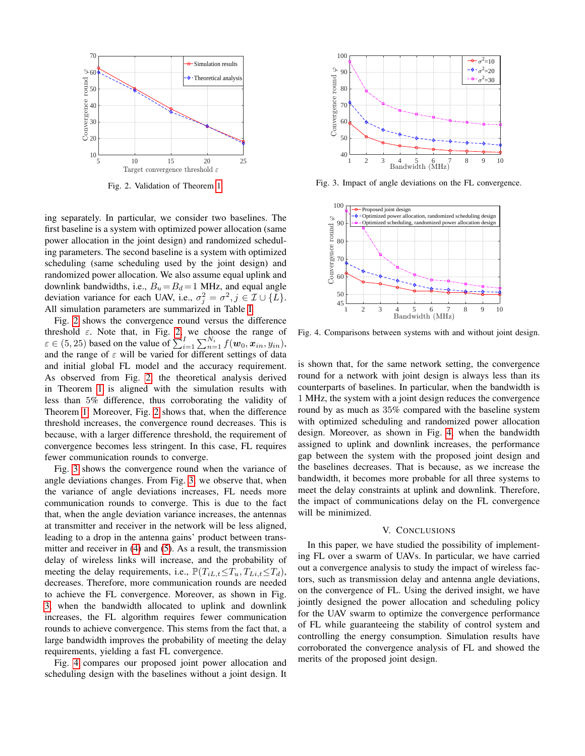Fig. 2. Validation of Theorem 1

Fig. 3. Impact of angle deviations on the FL convergence.

Fig. 4. Comparisons between systems with and without joint design.

ing separately. In particular, we consider two baselines. The first baseline is a system with optimized power allocation (same power allocation in the joint design) and randomized scheduling parameters. The second baseline is a system with optimized scheduling (same scheduling used by the joint design) and randomized power allocation. We also assume equal uplink and downlink bandwidths, i.e., $B_u = B_d = 1$ MHz, and equal angle deviation variance for each UAV, i.e., $\sigma_j^2 = \sigma^2, j \in \mathcal{I} \cup \{L\}$. All simulation parameters are summarized in Table I.

Fig. 2 shows the convergence round versus the difference threshold $\varepsilon$. Note that, in Fig. 2, we choose the range of $\varepsilon \in (5, 25)$ based on the value of $\sum_{i=1}^{I} \sum_{n=1}^{N_i} f(\boldsymbol{w}_0, \boldsymbol{x}_{in}, y_{in})$, and the range of $\varepsilon$ will be varied for different settings of data and initial global FL model and the accuracy requirement. As observed from Fig. 2, the theoretical analysis derived in Theorem 1 is aligned with the simulation results with less than 5% difference, thus corroborating the validity of Theorem 1. Moreover, Fig. 2 shows that, when the difference threshold increases, the convergence round decreases. This is because, with a larger difference threshold, the requirement of convergence becomes less stringent. In this case, FL requires fewer communication rounds to converge.

Fig. 3 shows the convergence round when the variance of angle deviations changes. From Fig. 3, we observe that, when the variance of angle deviations increases, FL needs more communication rounds to converge. This is due to the fact that, when the angle deviation variance increases, the antennas at transmitter and receiver in the network will be less aligned, leading to a drop in the antenna gains' product between transmitter and receiver in (4) and (5). As a result, the transmission delay of wireless links will increase, and the probability of meeting the delay requirements, i.e., $\mathbb{P}(T_{iL,t} \leq T_u, T_{Li,t} \leq T_d)$, decreases. Therefore, more communication rounds are needed to achieve the FL convergence. Moreover, as shown in Fig. 3, when the bandwidth allocated to uplink and downlink increases, the FL algorithm requires fewer communication rounds to achieve convergence. This stems from the fact that, a large bandwidth improves the probability of meeting the delay requirements, yielding a fast FL convergence.

Fig. 4 compares our proposed joint power allocation and scheduling design with the baselines without a joint design. It is shown that, for the same network setting, the convergence round for a network with joint design is always less than its counterparts of baselines. In particular, when the bandwidth is 1 MHz, the system with a joint design reduces the convergence round by as much as 35% compared with the baseline system with optimized scheduling and randomized power allocation design. Moreover, as shown in Fig. 4, when the bandwidth assigned to uplink and downlink increases, the performance gap between the system with the proposed joint design and the baselines decreases. That is because, as we increase the bandwidth, it becomes more probable for all three systems to meet the delay constraints at uplink and downlink. Therefore, the impact of communications delay on the FL convergence will be minimized.

## V. Conclusions

In this paper, we have studied the possibility of implementing FL over a swarm of UAVs. In particular, we have carried out a convergence analysis to study the impact of wireless factors, such as transmission delay and antenna angle deviations, on the convergence of FL. Using the derived insight, we have jointly designed the power allocation and scheduling policy for the UAV swarm to optimize the convergence performance of FL while guaranteeing the stability of control system and controlling the energy consumption. Simulation results have corroborated the convergence analysis of FL and showed the merits of the proposed joint design.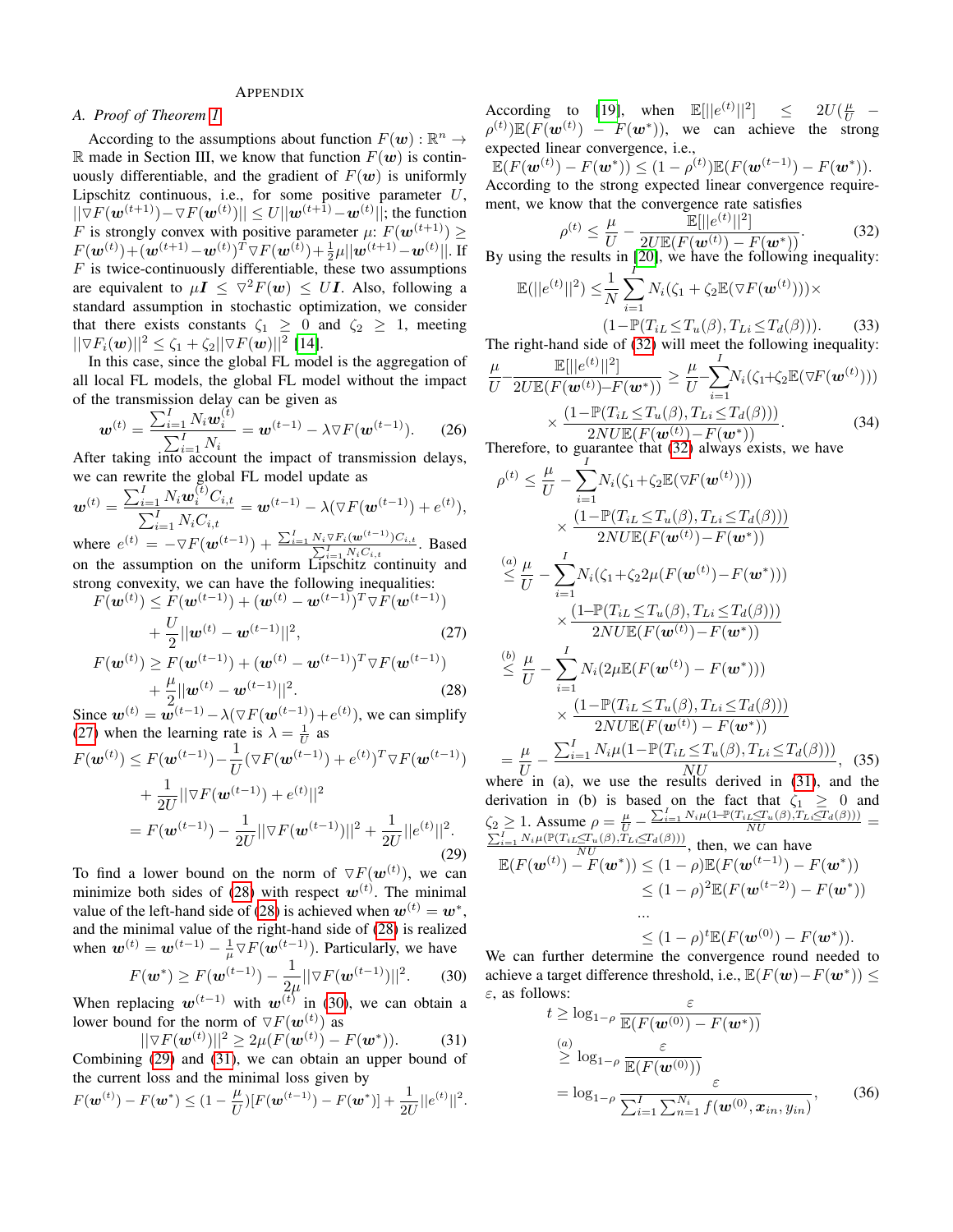# Appendix

## A. Proof of Theorem 1

According to the assumptions about function $F(\boldsymbol{w}): \mathbb{R}^n \to \mathbb{R}$ made in Section III, we know that function $F(\boldsymbol{w})$ is continuously differentiable, and the gradient of $F(\boldsymbol{w})$ is uniformly Lipschitz continuous, i.e., for some positive parameter $U$, $||\nabla F(\boldsymbol{w}^{(t+1)}) - \nabla F(\boldsymbol{w}^{(t)})|| \leq U||\boldsymbol{w}^{(t+1)} - \boldsymbol{w}^{(t)}||$; the function $F$ is strongly convex with positive parameter $\mu$: $F(\boldsymbol{w}^{(t+1)}) \geq F(\boldsymbol{w}^{(t)}) + (\boldsymbol{w}^{(t+1)} - \boldsymbol{w}^{(t)})^T \nabla F(\boldsymbol{w}^{(t)}) + \frac{1}{2}\mu||\boldsymbol{w}^{(t+1)} - \boldsymbol{w}^{(t)}||$. If $F$ is twice-continuously differentiable, these two assumptions are equivalent to $\mu \boldsymbol{I} \leq \nabla^2 F(\boldsymbol{w}) \leq U\boldsymbol{I}$. Also, following a standard assumption in stochastic optimization, we consider that there exists constants $\zeta_1 \geq 0$ and $\zeta_2 \geq 1$, meeting $||\nabla F_i(\boldsymbol{w})||^2 \leq \zeta_1 + \zeta_2 ||\nabla F(\boldsymbol{w})||^2$ [14].

In this case, since the global FL model is the aggregation of all local FL models, the global FL model without the impact of the transmission delay can be given as

$$\boldsymbol{w}^{(t)} = \frac{\sum_{i=1}^{I} N_i \boldsymbol{w}_i^{(t)}}{\sum_{i=1}^{I} N_i} = \boldsymbol{w}^{(t-1)} - \lambda \nabla F(\boldsymbol{w}^{(t-1)}). \tag{26}$$

After taking into account the impact of transmission delays, we can rewrite the global FL model update as

$$\boldsymbol{w}^{(t)} = \frac{\sum_{i=1}^{I} N_i \boldsymbol{w}_i^{(t)} C_{i,t}}{\sum_{i=1}^{I} N_i C_{i,t}} = \boldsymbol{w}^{(t-1)} - \lambda(\nabla F(\boldsymbol{w}^{(t-1)}) + e^{(t)}),$$

where $e^{(t)} = -\nabla F(\boldsymbol{w}^{(t-1)}) + \frac{\sum_{i=1}^{I} N_i \nabla F_i(\boldsymbol{w}^{(t-1)}) C_{i,t}}{\sum_{i=1}^{I} N_i C_{i,t}}$. Based on the assumption on the uniform Lipschitz continuity and strong convexity, we can have the following inequalities:

$$F(\boldsymbol{w}^{(t)}) \leq F(\boldsymbol{w}^{(t-1)}) + (\boldsymbol{w}^{(t)} - \boldsymbol{w}^{(t-1)})^T \nabla F(\boldsymbol{w}^{(t-1)}) + \frac{U}{2}||\boldsymbol{w}^{(t)} - \boldsymbol{w}^{(t-1)}||^2, \tag{27}$$

$$F(\boldsymbol{w}^{(t)}) \geq F(\boldsymbol{w}^{(t-1)}) + (\boldsymbol{w}^{(t)} - \boldsymbol{w}^{(t-1)})^T \nabla F(\boldsymbol{w}^{(t-1)}) + \frac{\mu}{2}||\boldsymbol{w}^{(t)} - \boldsymbol{w}^{(t-1)}||^2. \tag{28}$$

Since $\boldsymbol{w}^{(t)} = \boldsymbol{w}^{(t-1)} - \lambda(\nabla F(\boldsymbol{w}^{(t-1)}) + e^{(t)})$, we can simplify (27) when the learning rate is $\lambda = \frac{1}{U}$ as

$$\begin{aligned}
F(\boldsymbol{w}^{(t)}) &\leq F(\boldsymbol{w}^{(t-1)}) - \frac{1}{U}(\nabla F(\boldsymbol{w}^{(t-1)}) + e^{(t)})^T \nabla F(\boldsymbol{w}^{(t-1)}) \\
&\quad + \frac{1}{2U}||\nabla F(\boldsymbol{w}^{(t-1)}) + e^{(t)}||^2 \\
&= F(\boldsymbol{w}^{(t-1)}) - \frac{1}{2U}||\nabla F(\boldsymbol{w}^{(t-1)})||^2 + \frac{1}{2U}||e^{(t)}||^2.
\end{aligned} \tag{29}$$

To find a lower bound on the norm of $\nabla F(\boldsymbol{w}^{(t)})$, we can minimize both sides of (28) with respect $\boldsymbol{w}^{(t)}$. The minimal value of the left-hand side of (28) is achieved when $\boldsymbol{w}^{(t)} = \boldsymbol{w}^*$, and the minimal value of the right-hand side of (28) is realized when $\boldsymbol{w}^{(t)} = \boldsymbol{w}^{(t-1)} - \frac{1}{\mu}\nabla F(\boldsymbol{w}^{(t-1)})$. Particularly, we have

$$F(\boldsymbol{w}^*) \geq F(\boldsymbol{w}^{(t-1)}) - \frac{1}{2\mu}||\nabla F(\boldsymbol{w}^{(t-1)})||^2. \tag{30}$$

When replacing $\boldsymbol{w}^{(t-1)}$ with $\boldsymbol{w}^{(t)}$ in (30), we can obtain a lower bound for the norm of $\nabla F(\boldsymbol{w}^{(t)})$ as

$$||\nabla F(\boldsymbol{w}^{(t)})||^2 \geq 2\mu(F(\boldsymbol{w}^{(t)}) - F(\boldsymbol{w}^*)). \tag{31}$$

Combining (29) and (31), we can obtain an upper bound of the current loss and the minimal loss given by

$$F(\boldsymbol{w}^{(t)}) - F(\boldsymbol{w}^*) \leq (1 - \frac{\mu}{U})[F(\boldsymbol{w}^{(t-1)}) - F(\boldsymbol{w}^*)] + \frac{1}{2U}||e^{(t)}||^2.$$

According to [19], when $\mathbb{E}[||e^{(t)}||^2] \leq 2U(\frac{\mu}{U} - \rho^{(t)})\mathbb{E}(F(\boldsymbol{w}^{(t)}) - F(\boldsymbol{w}^*))$, we can achieve the strong expected linear convergence, i.e., $\mathbb{E}(F(\boldsymbol{w}^{(t)}) - F(\boldsymbol{w}^*)) \leq (1 - \rho^{(t)})\mathbb{E}(F(\boldsymbol{w}^{(t-1)}) - F(\boldsymbol{w}^*))$. According to the strong expected linear convergence requirement, we know that the convergence rate satisfies

$$\rho^{(t)} \leq \frac{\mu}{U} - \frac{\mathbb{E}[||e^{(t)}||^2]}{2U\mathbb{E}(F(\boldsymbol{w}^{(t)}) - F(\boldsymbol{w}^*))}. \tag{32}$$

By using the results in [20], we have the following inequality:

$$\mathbb{E}(||e^{(t)}||^2) \leq \frac{1}{N}\sum_{i=1}^{I} N_i(\zeta_1 + \zeta_2 \mathbb{E}(\nabla F(\boldsymbol{w}^{(t)}))) \times (1 - \mathbb{P}(T_{iL} \leq T_u(\beta), T_{Li} \leq T_d(\beta))). \tag{33}$$

The right-hand side of (32) will meet the following inequality:

$$\frac{\mu}{U} - \frac{\mathbb{E}[||e^{(t)}||^2]}{2U\mathbb{E}(F(\boldsymbol{w}^{(t)}) - F(\boldsymbol{w}^*))} \geq \frac{\mu}{U} - \sum_{i=1}^{I} N_i(\zeta_1 + \zeta_2 \mathbb{E}(\nabla F(\boldsymbol{w}^{(t)}))) \times \frac{(1 - \mathbb{P}(T_{iL} \leq T_u(\beta), T_{Li} \leq T_d(\beta)))}{2NU\mathbb{E}(F(\boldsymbol{w}^{(t)}) - F(\boldsymbol{w}^*))}. \tag{34}$$

Therefore, to guarantee that (32) always exists, we have

$$\begin{aligned}
\rho^{(t)} &\leq \frac{\mu}{U} - \sum_{i=1}^{I} N_i(\zeta_1 + \zeta_2 \mathbb{E}(\nabla F(\boldsymbol{w}^{(t)}))) \times \frac{(1 - \mathbb{P}(T_{iL} \leq T_u(\beta), T_{Li} \leq T_d(\beta)))}{2NU\mathbb{E}(F(\boldsymbol{w}^{(t)}) - F(\boldsymbol{w}^*))} \\
&\overset{(a)}{\leq} \frac{\mu}{U} - \sum_{i=1}^{I} N_i(\zeta_1 + \zeta_2 2\mu(F(\boldsymbol{w}^{(t)}) - F(\boldsymbol{w}^*))) \times \frac{(1 - \mathbb{P}(T_{iL} \leq T_u(\beta), T_{Li} \leq T_d(\beta)))}{2NU\mathbb{E}(F(\boldsymbol{w}^{(t)}) - F(\boldsymbol{w}^*))} \\
&\overset{(b)}{\leq} \frac{\mu}{U} - \sum_{i=1}^{I} N_i(2\mu\mathbb{E}(F(\boldsymbol{w}^{(t)}) - F(\boldsymbol{w}^*))) \times \frac{(1 - \mathbb{P}(T_{iL} \leq T_u(\beta), T_{Li} \leq T_d(\beta)))}{2NU\mathbb{E}(F(\boldsymbol{w}^{(t)}) - F(\boldsymbol{w}^*))} \\
&= \frac{\mu}{U} - \frac{\sum_{i=1}^{I} N_i\mu(1 - \mathbb{P}(T_{iL} \leq T_u(\beta), T_{Li} \leq T_d(\beta)))}{NU},
\end{aligned} \tag{35}$$

where in (a), we use the results derived in (31), and the derivation in (b) is based on the fact that $\zeta_1 \geq 0$ and $\zeta_2 \geq 1$. Assume $\rho = \frac{\mu}{U} - \frac{\sum_{i=1}^{I} N_i\mu(1 - \mathbb{P}(T_{iL} \leq T_u(\beta), T_{Li} \leq T_d(\beta)))}{NU} = \frac{\sum_{i=1}^{I} N_i\mu(\mathbb{P}(T_{iL} \leq T_u(\beta), T_{Li} \leq T_d(\beta)))}{NU}$, then, we can have

$$\begin{aligned}
\mathbb{E}(F(\boldsymbol{w}^{(t)}) - F(\boldsymbol{w}^*)) &\leq (1 - \rho)\mathbb{E}(F(\boldsymbol{w}^{(t-1)}) - F(\boldsymbol{w}^*)) \\
&\leq (1 - \rho)^2 \mathbb{E}(F(\boldsymbol{w}^{(t-2)}) - F(\boldsymbol{w}^*)) \\
&\quad ... \\
&\leq (1 - \rho)^t \mathbb{E}(F(\boldsymbol{w}^{(0)}) - F(\boldsymbol{w}^*)).
\end{aligned}$$

We can further determine the convergence round needed to achieve a target difference threshold, i.e., $\mathbb{E}(F(\boldsymbol{w}) - F(\boldsymbol{w}^*)) \leq \varepsilon$, as follows:

$$\begin{aligned}
t &\geq \log_{1-\rho} \frac{\varepsilon}{\mathbb{E}(F(\boldsymbol{w}^{(0)}) - F(\boldsymbol{w}^*))} \\
&\overset{(a)}{\geq} \log_{1-\rho} \frac{\varepsilon}{\mathbb{E}(F(\boldsymbol{w}^{(0)}))} \\
&= \log_{1-\rho} \frac{\varepsilon}{\sum_{i=1}^{I}\sum_{n=1}^{N_i} f(\boldsymbol{w}^{(0)}, \boldsymbol{x}_{in}, y_{in})},
\end{aligned} \tag{36}$$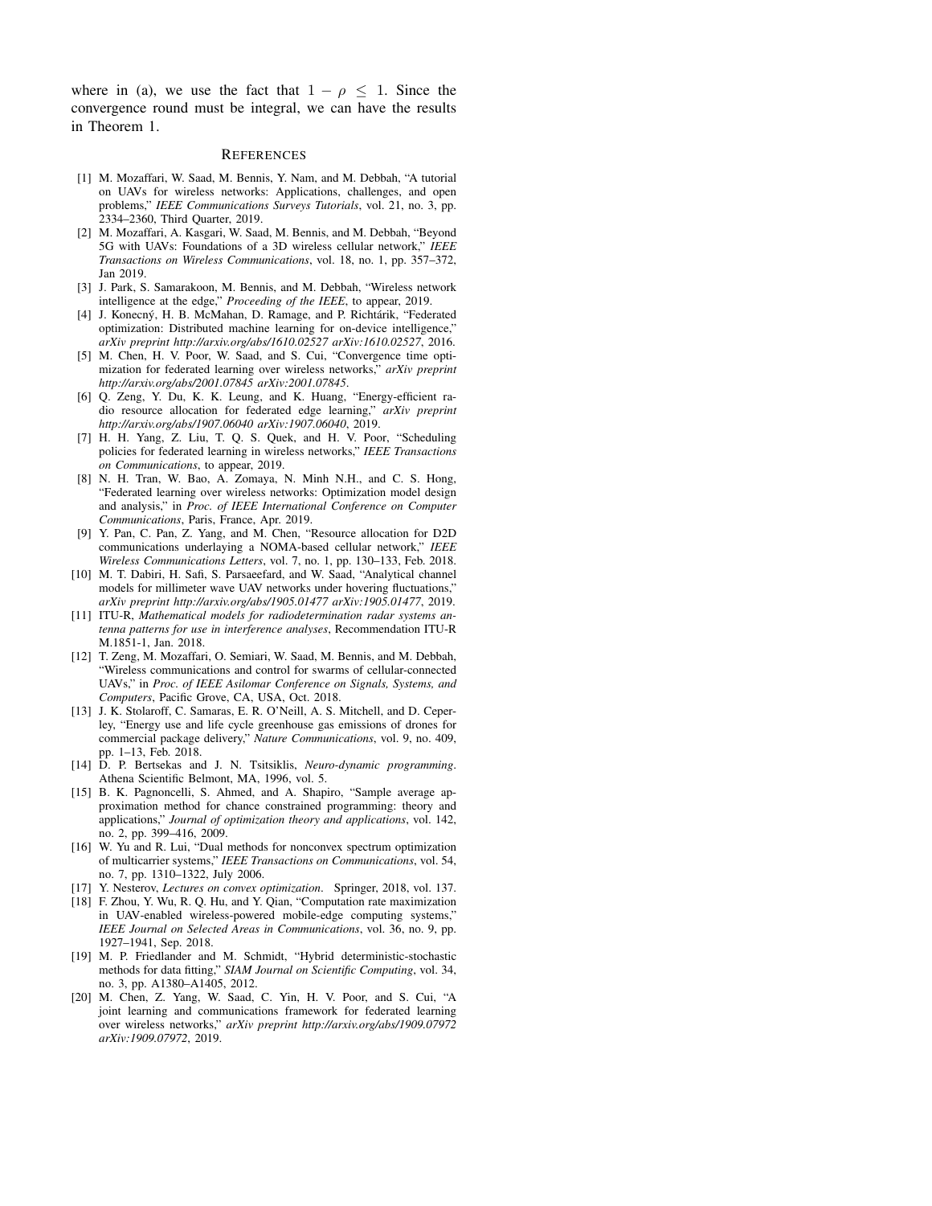where in (a), we use the fact that $1 - \rho \leq 1$. Since the convergence round must be integral, we can have the results in Theorem 1.

## References

[1] M. Mozaffari, W. Saad, M. Bennis, Y. Nam, and M. Debbah, "A tutorial on UAVs for wireless networks: Applications, challenges, and open problems," *IEEE Communications Surveys Tutorials*, vol. 21, no. 3, pp. 2334–2360, Third Quarter, 2019.

[2] M. Mozaffari, A. Kasgari, W. Saad, M. Bennis, and M. Debbah, "Beyond 5G with UAVs: Foundations of a 3D wireless cellular network," *IEEE Transactions on Wireless Communications*, vol. 18, no. 1, pp. 357–372, Jan 2019.

[3] J. Park, S. Samarakoon, M. Bennis, and M. Debbah, "Wireless network intelligence at the edge," *Proceeding of the IEEE*, to appear, 2019.

[4] J. Konecný, H. B. McMahan, D. Ramage, and P. Richtárik, "Federated optimization: Distributed machine learning for on-device intelligence," *arXiv preprint http://arxiv.org/abs/1610.02527 arXiv:1610.02527*, 2016.

[5] M. Chen, H. V. Poor, W. Saad, and S. Cui, "Convergence time optimization for federated learning over wireless networks," *arXiv preprint http://arxiv.org/abs/2001.07845 arXiv:2001.07845*.

[6] Q. Zeng, Y. Du, K. K. Leung, and K. Huang, "Energy-efficient radio resource allocation for federated edge learning," *arXiv preprint http://arxiv.org/abs/1907.06040 arXiv:1907.06040*, 2019.

[7] H. H. Yang, Z. Liu, T. Q. S. Quek, and H. V. Poor, "Scheduling policies for federated learning in wireless networks," *IEEE Transactions on Communications*, to appear, 2019.

[8] N. H. Tran, W. Bao, A. Zomaya, N. Minh N.H., and C. S. Hong, "Federated learning over wireless networks: Optimization model design and analysis," in *Proc. of IEEE International Conference on Computer Communications*, Paris, France, Apr. 2019.

[9] Y. Pan, C. Pan, Z. Yang, and M. Chen, "Resource allocation for D2D communications underlaying a NOMA-based cellular network," *IEEE Wireless Communications Letters*, vol. 7, no. 1, pp. 130–133, Feb. 2018.

[10] M. T. Dabiri, H. Safi, S. Parsaeefard, and W. Saad, "Analytical channel models for millimeter wave UAV networks under hovering fluctuations," *arXiv preprint http://arxiv.org/abs/1905.01477 arXiv:1905.01477*, 2019.

[11] ITU-R, *Mathematical models for radiodetermination radar systems antenna patterns for use in interference analyses*, Recommendation ITU-R M.1851-1, Jan. 2018.

[12] T. Zeng, M. Mozaffari, O. Semiari, W. Saad, M. Bennis, and M. Debbah, "Wireless communications and control for swarms of cellular-connected UAVs," in *Proc. of IEEE Asilomar Conference on Signals, Systems, and Computers*, Pacific Grove, CA, USA, Oct. 2018.

[13] J. K. Stolaroff, C. Samaras, E. R. O'Neill, A. S. Mitchell, and D. Ceperley, "Energy use and life cycle greenhouse gas emissions of drones for commercial package delivery," *Nature Communications*, vol. 9, no. 409, pp. 1–13, Feb. 2018.

[14] D. P. Bertsekas and J. N. Tsitsiklis, *Neuro-dynamic programming*. Athena Scientific Belmont, MA, 1996, vol. 5.

[15] B. K. Pagnoncelli, S. Ahmed, and A. Shapiro, "Sample average approximation method for chance constrained programming: theory and applications," *Journal of optimization theory and applications*, vol. 142, no. 2, pp. 399–416, 2009.

[16] W. Yu and R. Lui, "Dual methods for nonconvex spectrum optimization of multicarrier systems," *IEEE Transactions on Communications*, vol. 54, no. 7, pp. 1310–1322, July 2006.

[17] Y. Nesterov, *Lectures on convex optimization*. Springer, 2018, vol. 137.

[18] F. Zhou, Y. Wu, R. Q. Hu, and Y. Qian, "Computation rate maximization in UAV-enabled wireless-powered mobile-edge computing systems," *IEEE Journal on Selected Areas in Communications*, vol. 36, no. 9, pp. 1927–1941, Sep. 2018.

[19] M. P. Friedlander and M. Schmidt, "Hybrid deterministic-stochastic methods for data fitting," *SIAM Journal on Scientific Computing*, vol. 34, no. 3, pp. A1380–A1405, 2012.

[20] M. Chen, Z. Yang, W. Saad, C. Yin, H. V. Poor, and S. Cui, "A joint learning and communications framework for federated learning over wireless networks," *arXiv preprint http://arxiv.org/abs/1909.07972 arXiv:1909.07972*, 2019.